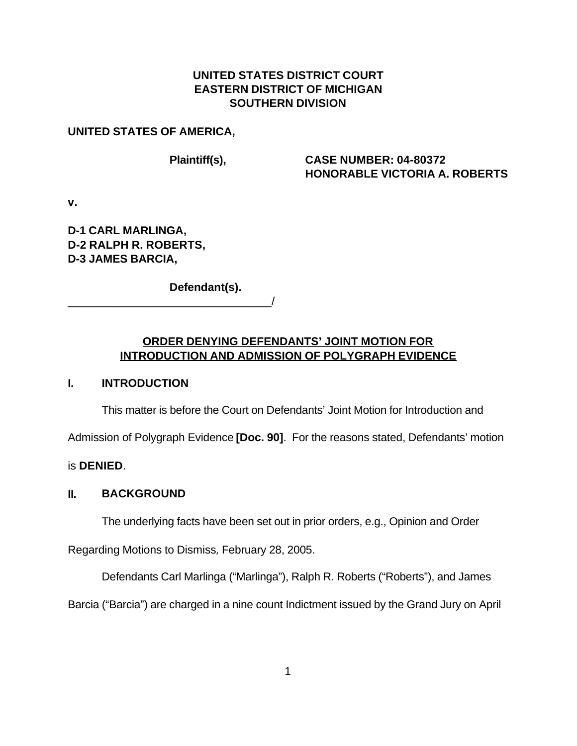**UNITED STATES DISTRICT COURT**
**EASTERN DISTRICT OF MICHIGAN**
**SOUTHERN DIVISION**

**UNITED STATES OF AMERICA,**

**Plaintiff(s),** **CASE NUMBER: 04-80372**
**HONORABLE VICTORIA A. ROBERTS**

**v.**

**D-1 CARL MARLINGA,**
**D-2 RALPH R. ROBERTS,**
**D-3 JAMES BARCIA,**

**Defendant(s).**
________________________________/

## ORDER DENYING DEFENDANTS' JOINT MOTION FOR INTRODUCTION AND ADMISSION OF POLYGRAPH EVIDENCE

### I. INTRODUCTION

This matter is before the Court on Defendants' Joint Motion for Introduction and Admission of Polygraph Evidence **[Doc. 90]**. For the reasons stated, Defendants' motion is **DENIED**.

### II. BACKGROUND

The underlying facts have been set out in prior orders, e.g., Opinion and Order Regarding Motions to Dismiss*,* February 28, 2005.

Defendants Carl Marlinga ("Marlinga"), Ralph R. Roberts ("Roberts"), and James Barcia ("Barcia") are charged in a nine count Indictment issued by the Grand Jury on April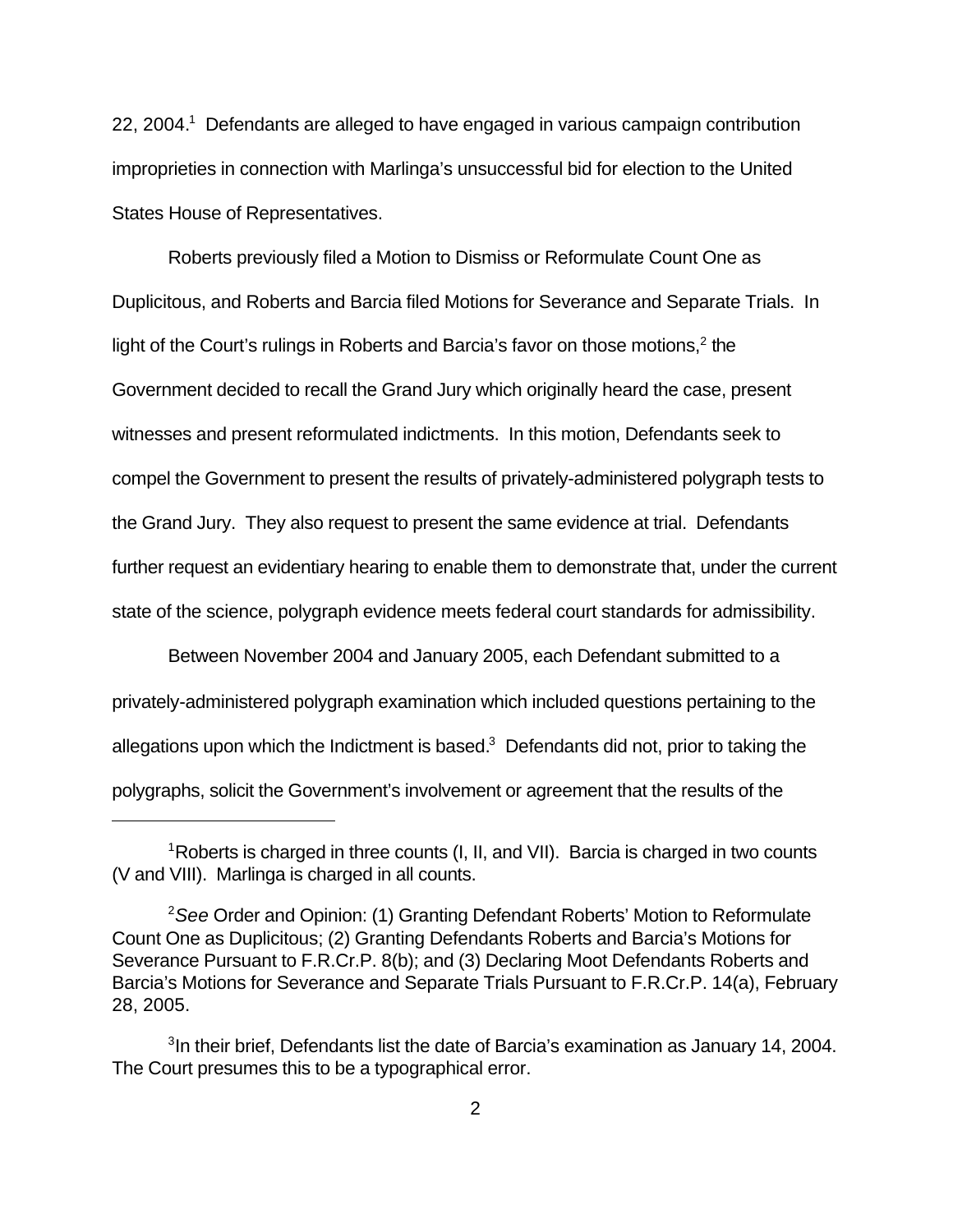22, 2004.[1] Defendants are alleged to have engaged in various campaign contribution improprieties in connection with Marlinga's unsuccessful bid for election to the United States House of Representatives.

Roberts previously filed a Motion to Dismiss or Reformulate Count One as Duplicitous, and Roberts and Barcia filed Motions for Severance and Separate Trials. In light of the Court's rulings in Roberts and Barcia's favor on those motions,[2] the Government decided to recall the Grand Jury which originally heard the case, present witnesses and present reformulated indictments. In this motion, Defendants seek to compel the Government to present the results of privately-administered polygraph tests to the Grand Jury. They also request to present the same evidence at trial. Defendants further request an evidentiary hearing to enable them to demonstrate that, under the current state of the science, polygraph evidence meets federal court standards for admissibility.

Between November 2004 and January 2005, each Defendant submitted to a privately-administered polygraph examination which included questions pertaining to the allegations upon which the Indictment is based.[3] Defendants did not, prior to taking the polygraphs, solicit the Government's involvement or agreement that the results of the

---

[1] Roberts is charged in three counts (I, II, and VII). Barcia is charged in two counts (V and VIII). Marlinga is charged in all counts.

[2] *See* Order and Opinion: (1) Granting Defendant Roberts' Motion to Reformulate Count One as Duplicitous; (2) Granting Defendants Roberts and Barcia's Motions for Severance Pursuant to F.R.Cr.P. 8(b); and (3) Declaring Moot Defendants Roberts and Barcia's Motions for Severance and Separate Trials Pursuant to F.R.Cr.P. 14(a), February 28, 2005.

[3] In their brief, Defendants list the date of Barcia's examination as January 14, 2004. The Court presumes this to be a typographical error.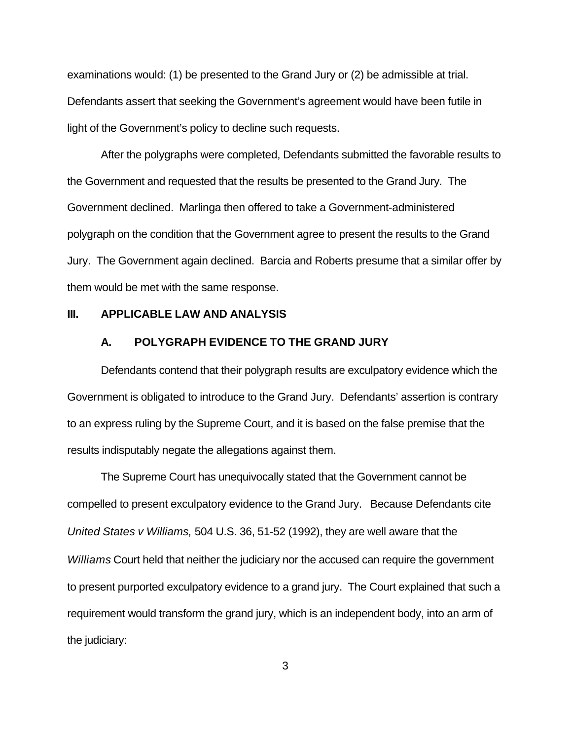examinations would: (1) be presented to the Grand Jury or (2) be admissible at trial. Defendants assert that seeking the Government's agreement would have been futile in light of the Government's policy to decline such requests.

After the polygraphs were completed, Defendants submitted the favorable results to the Government and requested that the results be presented to the Grand Jury. The Government declined. Marlinga then offered to take a Government-administered polygraph on the condition that the Government agree to present the results to the Grand Jury. The Government again declined. Barcia and Roberts presume that a similar offer by them would be met with the same response.

## III. APPLICABLE LAW AND ANALYSIS

### A. POLYGRAPH EVIDENCE TO THE GRAND JURY

Defendants contend that their polygraph results are exculpatory evidence which the Government is obligated to introduce to the Grand Jury. Defendants' assertion is contrary to an express ruling by the Supreme Court, and it is based on the false premise that the results indisputably negate the allegations against them.

The Supreme Court has unequivocally stated that the Government cannot be compelled to present exculpatory evidence to the Grand Jury. Because Defendants cite *United States v Williams,* 504 U.S. 36, 51-52 (1992), they are well aware that the *Williams* Court held that neither the judiciary nor the accused can require the government to present purported exculpatory evidence to a grand jury. The Court explained that such a requirement would transform the grand jury, which is an independent body, into an arm of the judiciary: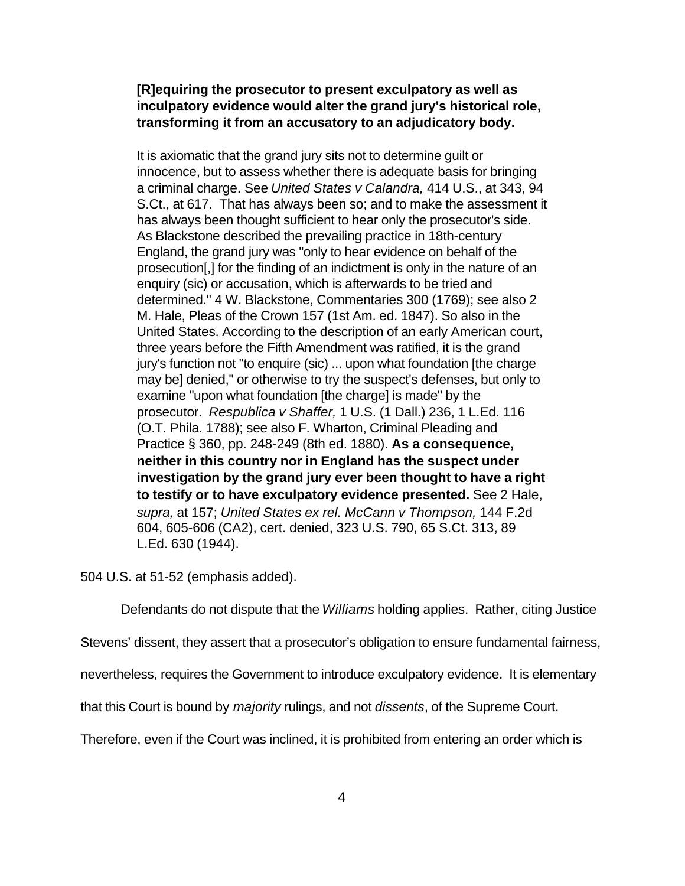> **[R]equiring the prosecutor to present exculpatory as well as inculpatory evidence would alter the grand jury's historical role, transforming it from an accusatory to an adjudicatory body.**
>
> It is axiomatic that the grand jury sits not to determine guilt or innocence, but to assess whether there is adequate basis for bringing a criminal charge. See *United States v Calandra,* 414 U.S., at 343, 94 S.Ct., at 617. That has always been so; and to make the assessment it has always been thought sufficient to hear only the prosecutor's side. As Blackstone described the prevailing practice in 18th-century England, the grand jury was "only to hear evidence on behalf of the prosecution[,] for the finding of an indictment is only in the nature of an enquiry (sic) or accusation, which is afterwards to be tried and determined." 4 W. Blackstone, Commentaries 300 (1769); see also 2 M. Hale, Pleas of the Crown 157 (1st Am. ed. 1847). So also in the United States. According to the description of an early American court, three years before the Fifth Amendment was ratified, it is the grand jury's function not "to enquire (sic) ... upon what foundation [the charge may be] denied," or otherwise to try the suspect's defenses, but only to examine "upon what foundation [the charge] is made" by the prosecutor. *Respublica v Shaffer,* 1 U.S. (1 Dall.) 236, 1 L.Ed. 116 (O.T. Phila. 1788); see also F. Wharton, Criminal Pleading and Practice § 360, pp. 248-249 (8th ed. 1880). **As a consequence, neither in this country nor in England has the suspect under investigation by the grand jury ever been thought to have a right to testify or to have exculpatory evidence presented.** See 2 Hale, *supra,* at 157; *United States ex rel. McCann v Thompson,* 144 F.2d 604, 605-606 (CA2), cert. denied, 323 U.S. 790, 65 S.Ct. 313, 89 L.Ed. 630 (1944).

504 U.S. at 51-52 (emphasis added).

Defendants do not dispute that the *Williams* holding applies. Rather, citing Justice Stevens' dissent, they assert that a prosecutor's obligation to ensure fundamental fairness, nevertheless, requires the Government to introduce exculpatory evidence. It is elementary that this Court is bound by *majority* rulings, and not *dissents*, of the Supreme Court. Therefore, even if the Court was inclined, it is prohibited from entering an order which is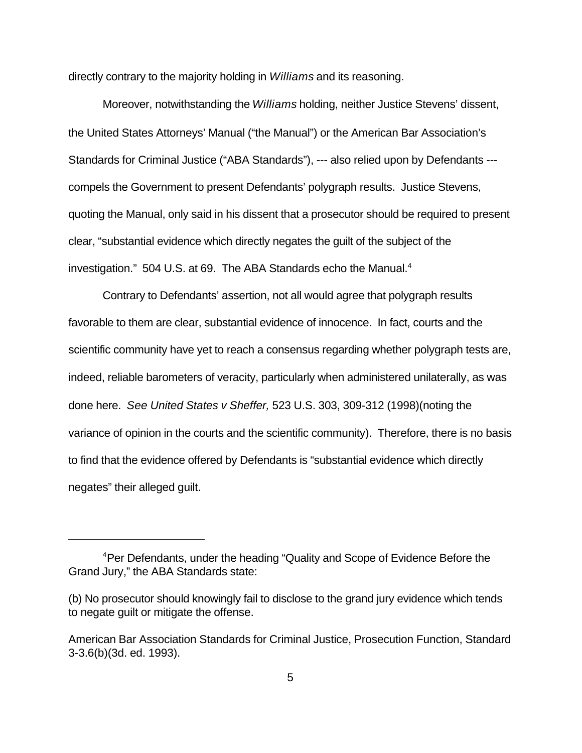directly contrary to the majority holding in *Williams* and its reasoning.

Moreover, notwithstanding the *Williams* holding, neither Justice Stevens' dissent, the United States Attorneys' Manual ("the Manual") or the American Bar Association's Standards for Criminal Justice ("ABA Standards"), --- also relied upon by Defendants --- compels the Government to present Defendants' polygraph results. Justice Stevens, quoting the Manual, only said in his dissent that a prosecutor should be required to present clear, "substantial evidence which directly negates the guilt of the subject of the investigation." 504 U.S. at 69. The ABA Standards echo the Manual.[4]

Contrary to Defendants' assertion, not all would agree that polygraph results favorable to them are clear, substantial evidence of innocence. In fact, courts and the scientific community have yet to reach a consensus regarding whether polygraph tests are, indeed, reliable barometers of veracity, particularly when administered unilaterally, as was done here. *See United States v Sheffer,* 523 U.S. 303, 309-312 (1998)(noting the variance of opinion in the courts and the scientific community). Therefore, there is no basis to find that the evidence offered by Defendants is "substantial evidence which directly negates" their alleged guilt.

---

[4]Per Defendants, under the heading "Quality and Scope of Evidence Before the Grand Jury," the ABA Standards state:

(b) No prosecutor should knowingly fail to disclose to the grand jury evidence which tends to negate guilt or mitigate the offense.

American Bar Association Standards for Criminal Justice, Prosecution Function, Standard 3-3.6(b)(3d. ed. 1993).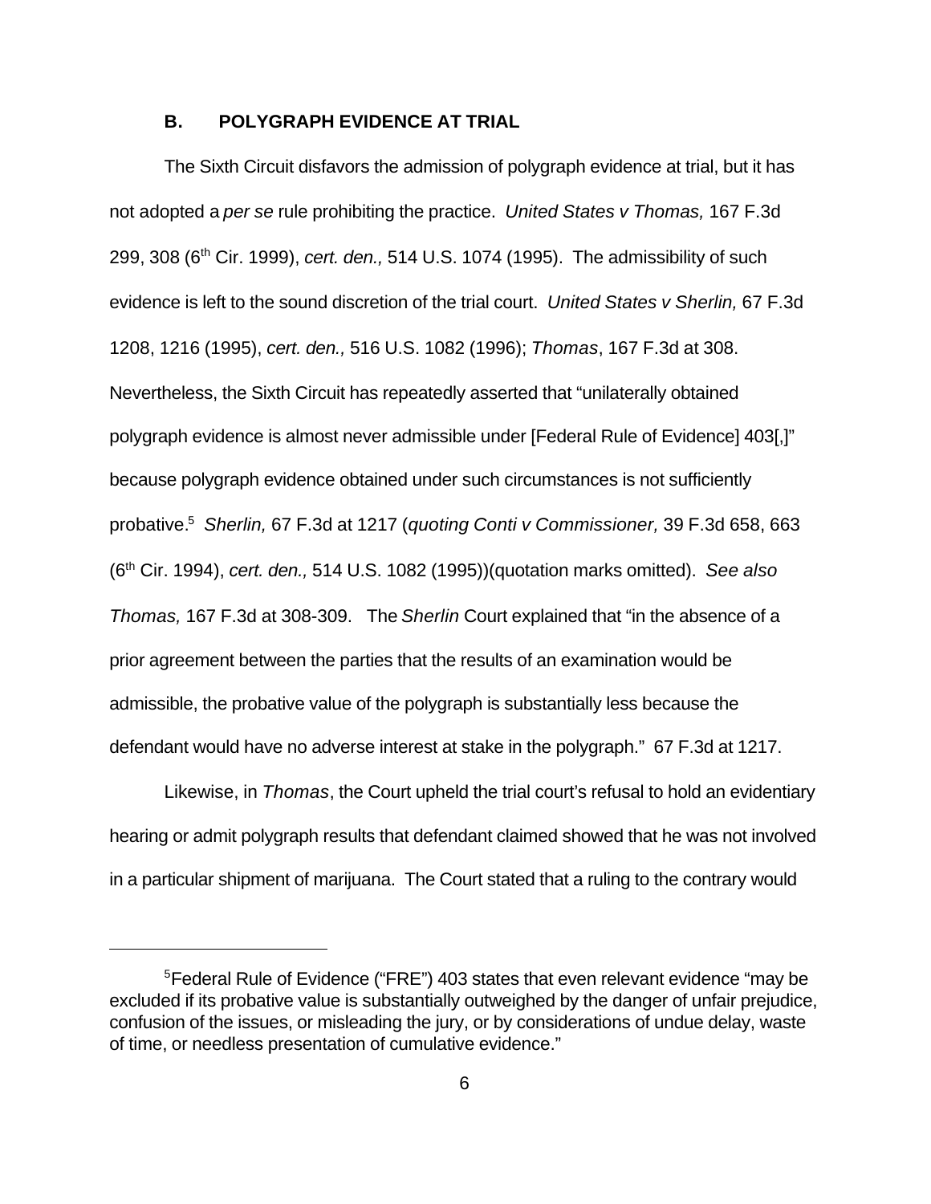### B. POLYGRAPH EVIDENCE AT TRIAL

The Sixth Circuit disfavors the admission of polygraph evidence at trial, but it has not adopted a *per se* rule prohibiting the practice. *United States v Thomas,* 167 F.3d 299, 308 (6th Cir. 1999), *cert. den.,* 514 U.S. 1074 (1995). The admissibility of such evidence is left to the sound discretion of the trial court. *United States v Sherlin,* 67 F.3d 1208, 1216 (1995), *cert. den.,* 516 U.S. 1082 (1996); *Thomas*, 167 F.3d at 308. Nevertheless, the Sixth Circuit has repeatedly asserted that "unilaterally obtained polygraph evidence is almost never admissible under [Federal Rule of Evidence] 403[,]" because polygraph evidence obtained under such circumstances is not sufficiently probative.[5] *Sherlin,* 67 F.3d at 1217 (*quoting Conti v Commissioner,* 39 F.3d 658, 663 (6th Cir. 1994), *cert. den.,* 514 U.S. 1082 (1995))(quotation marks omitted). *See also Thomas,* 167 F.3d at 308-309. The *Sherlin* Court explained that "in the absence of a prior agreement between the parties that the results of an examination would be admissible, the probative value of the polygraph is substantially less because the defendant would have no adverse interest at stake in the polygraph." 67 F.3d at 1217.

Likewise, in *Thomas*, the Court upheld the trial court's refusal to hold an evidentiary hearing or admit polygraph results that defendant claimed showed that he was not involved in a particular shipment of marijuana. The Court stated that a ruling to the contrary would

---

[5]Federal Rule of Evidence ("FRE") 403 states that even relevant evidence "may be excluded if its probative value is substantially outweighed by the danger of unfair prejudice, confusion of the issues, or misleading the jury, or by considerations of undue delay, waste of time, or needless presentation of cumulative evidence."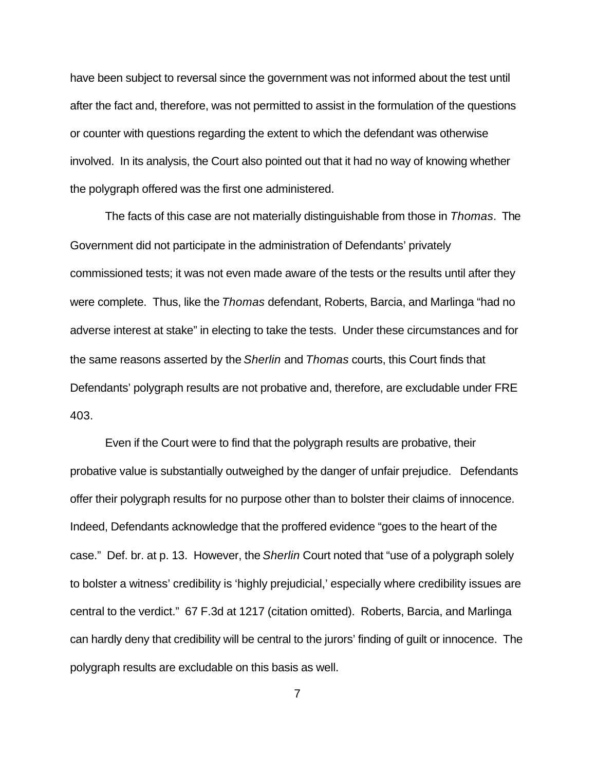have been subject to reversal since the government was not informed about the test until after the fact and, therefore, was not permitted to assist in the formulation of the questions or counter with questions regarding the extent to which the defendant was otherwise involved. In its analysis, the Court also pointed out that it had no way of knowing whether the polygraph offered was the first one administered.

The facts of this case are not materially distinguishable from those in *Thomas*. The Government did not participate in the administration of Defendants' privately commissioned tests; it was not even made aware of the tests or the results until after they were complete. Thus, like the *Thomas* defendant, Roberts, Barcia, and Marlinga "had no adverse interest at stake" in electing to take the tests. Under these circumstances and for the same reasons asserted by the *Sherlin* and *Thomas* courts, this Court finds that Defendants' polygraph results are not probative and, therefore, are excludable under FRE 403.

Even if the Court were to find that the polygraph results are probative, their probative value is substantially outweighed by the danger of unfair prejudice. Defendants offer their polygraph results for no purpose other than to bolster their claims of innocence. Indeed, Defendants acknowledge that the proffered evidence "goes to the heart of the case." Def. br. at p. 13. However, the *Sherlin* Court noted that "use of a polygraph solely to bolster a witness' credibility is 'highly prejudicial,' especially where credibility issues are central to the verdict." 67 F.3d at 1217 (citation omitted). Roberts, Barcia, and Marlinga can hardly deny that credibility will be central to the jurors' finding of guilt or innocence. The polygraph results are excludable on this basis as well.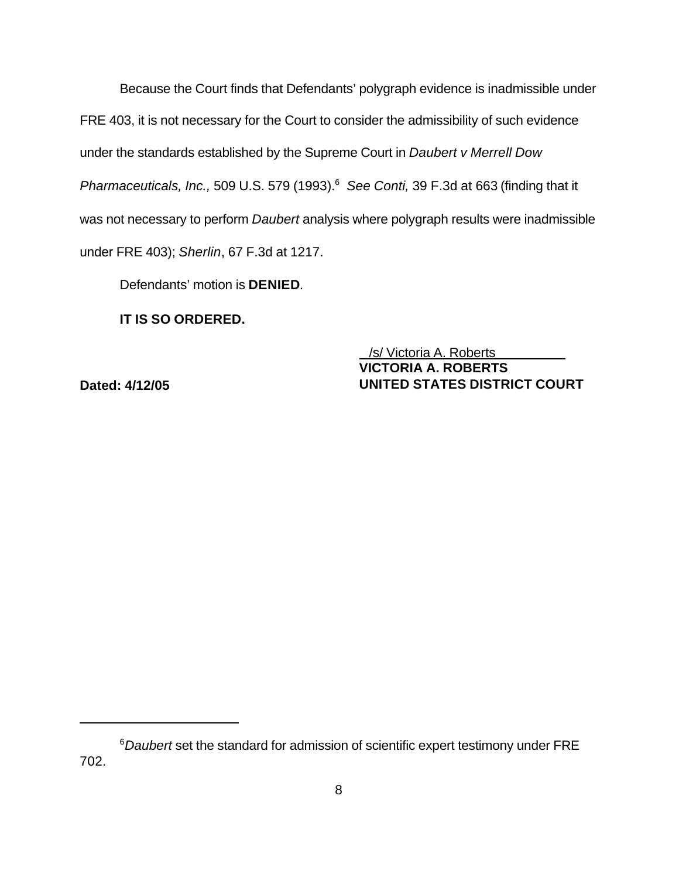Because the Court finds that Defendants' polygraph evidence is inadmissible under FRE 403, it is not necessary for the Court to consider the admissibility of such evidence under the standards established by the Supreme Court in *Daubert v Merrell Dow Pharmaceuticals, Inc.,* 509 U.S. 579 (1993).[6] *See Conti,* 39 F.3d at 663 (finding that it was not necessary to perform *Daubert* analysis where polygraph results were inadmissible under FRE 403); *Sherlin*, 67 F.3d at 1217.

Defendants' motion is **DENIED**.

**IT IS SO ORDERED.**

/s/ Victoria A. Roberts
**VICTORIA A. ROBERTS**
**UNITED STATES DISTRICT COURT**

**Dated: 4/12/05**

---

[6]*Daubert* set the standard for admission of scientific expert testimony under FRE 702.